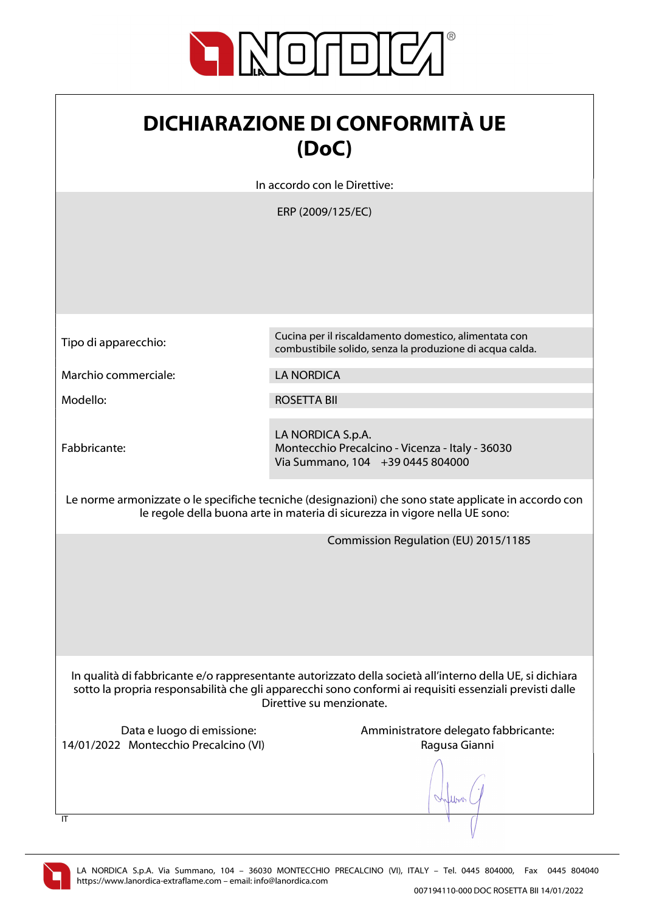# DICHIARAZIONE DI CONFORMITÀ UE (DoC)

In accordo con le Direttive:

ERP (2009/125/EC)

| | |
|---|---|
| Tipo di apparecchio: | Cucina per il riscaldamento domestico, alimentata con combustibile solido, senza la produzione di acqua calda. |
| Marchio commerciale: | LA NORDICA |
| Modello: | ROSETTA BII |
| Fabbricante: | LA NORDICA S.p.A.<br>Montecchio Precalcino - Vicenza - Italy - 36030<br>Via Summano, 104 +39 0445 804000 |

Le norme armonizzate o le specifiche tecniche (designazioni) che sono state applicate in accordo con le regole della buona arte in materia di sicurezza in vigore nella UE sono:

Commission Regulation (EU) 2015/1185

In qualità di fabbricante e/o rappresentante autorizzato della società all'interno della UE, si dichiara sotto la propria responsabilità che gli apparecchi sono conformi ai requisiti essenziali previsti dalle Direttive su menzionate.

Data e luogo di emissione:
14/01/2022 Montecchio Precalcino (VI)

Amministratore delegato fabbricante:
Ragusa Gianni

IT

LA NORDICA S.p.A. Via Summano, 104 – 36030 MONTECCHIO PRECALCINO (VI), ITALY – Tel. 0445 804000, Fax 0445 804040
https://www.lanordica-extraflame.com – email: info@lanordica.com

007194110-000 DOC ROSETTA BII 14/01/2022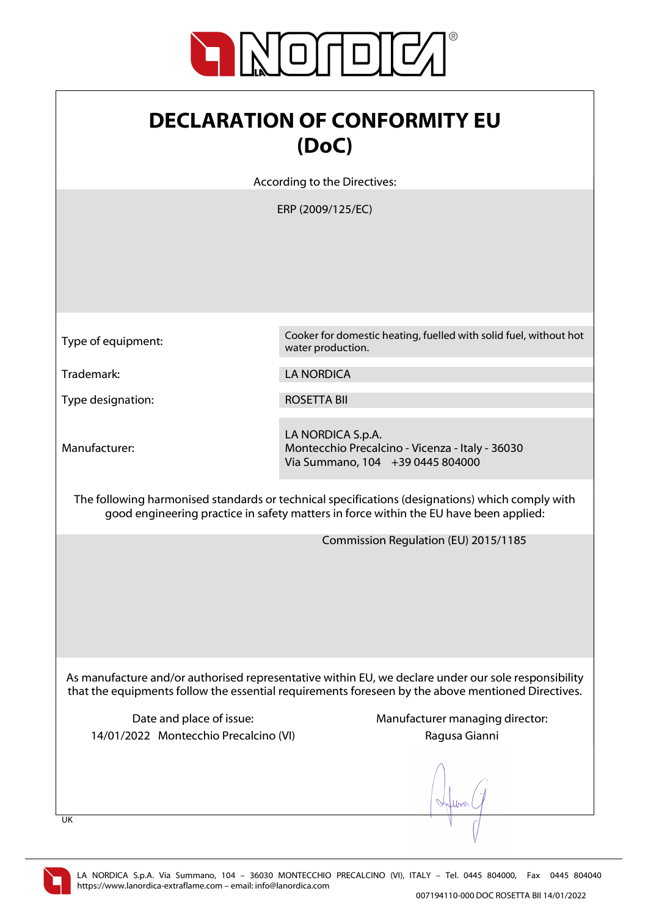# DECLARATION OF CONFORMITY EU (DoC)

According to the Directives:

ERP (2009/125/EC)

| | |
|---|---|
| Type of equipment: | Cooker for domestic heating, fuelled with solid fuel, without hot water production. |
| Trademark: | LA NORDICA |
| Type designation: | ROSETTA BII |
| Manufacturer: | LA NORDICA S.p.A.<br>Montecchio Precalcino - Vicenza - Italy - 36030<br>Via Summano, 104 +39 0445 804000 |

The following harmonised standards or technical specifications (designations) which comply with good engineering practice in safety matters in force within the EU have been applied:

Commission Regulation (EU) 2015/1185

As manufacture and/or authorised representative within EU, we declare under our sole responsibility that the equipments follow the essential requirements foreseen by the above mentioned Directives.

Date and place of issue:
14/01/2022 Montecchio Precalcino (VI)

Manufacturer managing director:
Ragusa Gianni

UK

LA NORDICA S.p.A. Via Summano, 104 – 36030 MONTECCHIO PRECALCINO (VI), ITALY – Tel. 0445 804000, Fax 0445 804040
https://www.lanordica-extraflame.com – email: info@lanordica.com

007194110-000 DOC ROSETTA BII 14/01/2022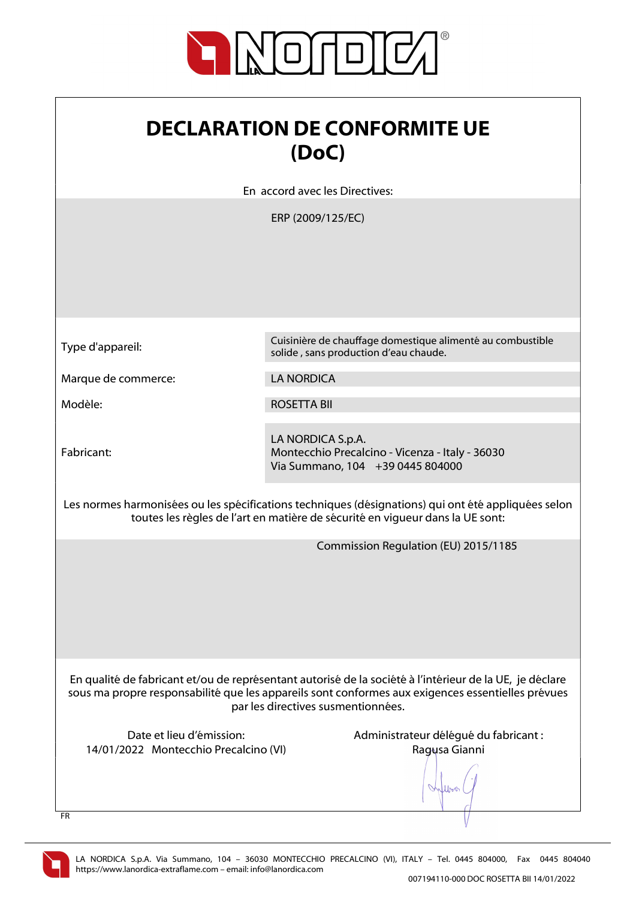# DECLARATION DE CONFORMITE UE (DoC)

En accord avec les Directives:

ERP (2009/125/EC)

| | |
|---|---|
| Type d'appareil: | Cuisinière de chauffage domestique alimenté au combustible solide , sans production d'eau chaude. |
| Marque de commerce: | LA NORDICA |
| Modèle: | ROSETTA BII |
| Fabricant: | LA NORDICA S.p.A.<br>Montecchio Precalcino - Vicenza - Italy - 36030<br>Via Summano, 104 +39 0445 804000 |

Les normes harmonisées ou les spécifications techniques (désignations) qui ont été appliquées selon toutes les règles de l'art en matière de sécurité en vigueur dans la UE sont:

Commission Regulation (EU) 2015/1185

En qualité de fabricant et/ou de représentant autorisé de la société à l'intérieur de la UE, je déclare sous ma propre responsabilité que les appareils sont conformes aux exigences essentielles prévues par les directives susmentionnées.

Date et lieu d'émission:
14/01/2022 Montecchio Precalcino (VI)

Administrateur délégué du fabricant :
Ragusa Gianni

FR

LA NORDICA S.p.A. Via Summano, 104 – 36030 MONTECCHIO PRECALCINO (VI), ITALY – Tel. 0445 804000, Fax 0445 804040
https://www.lanordica-extraflame.com – email: info@lanordica.com

007194110-000 DOC ROSETTA BII 14/01/2022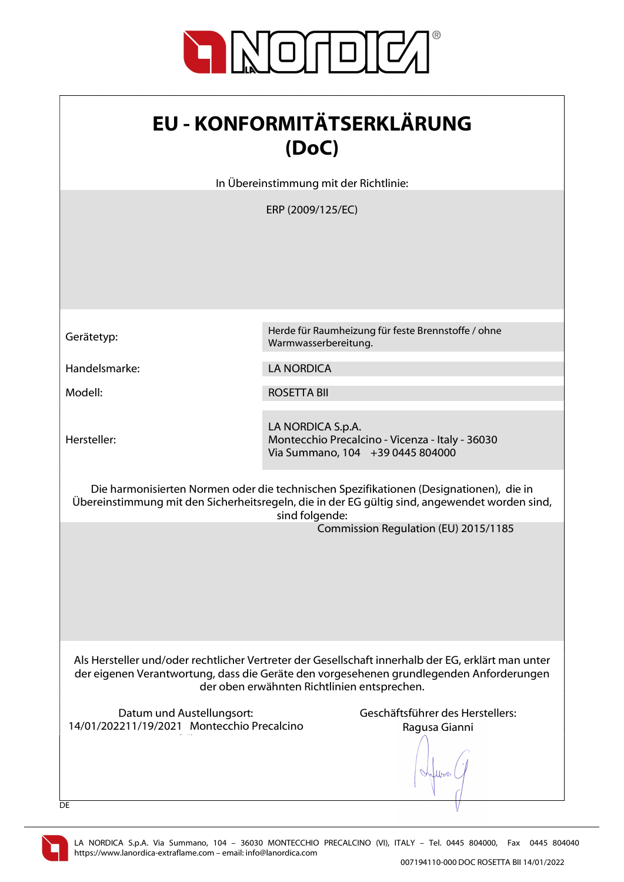# EU - KONFORMITÄTSERKLÄRUNG (DoC)

In Übereinstimmung mit der Richtlinie:

ERP (2009/125/EC)

| | |
|---|---|
| Gerätetyp: | Herde für Raumheizung für feste Brennstoffe / ohne Warmwasserbereitung. |
| Handelsmarke: | LA NORDICA |
| Modell: | ROSETTA BII |
| Hersteller: | LA NORDICA S.p.A.<br>Montecchio Precalcino - Vicenza - Italy - 36030<br>Via Summano, 104 +39 0445 804000 |

Die harmonisierten Normen oder die technischen Spezifikationen (Designationen), die in Übereinstimmung mit den Sicherheitsregeln, die in der EG gültig sind, angewendet worden sind, sind folgende:

Commission Regulation (EU) 2015/1185

Als Hersteller und/oder rechtlicher Vertreter der Gesellschaft innerhalb der EG, erklärt man unter der eigenen Verantwortung, dass die Geräte den vorgesehenen grundlegenden Anforderungen der oben erwähnten Richtlinien entsprechen.

Datum und Austellungsort:
14/01/202211/19/2021 Montecchio Precalcino

Geschäftsführer des Herstellers:
Ragusa Gianni

DE

LA NORDICA S.p.A. Via Summano, 104 – 36030 MONTECCHIO PRECALCINO (VI), ITALY – Tel. 0445 804000, Fax 0445 804040
https://www.lanordica-extraflame.com – email: info@lanordica.com

007194110-000 DOC ROSETTA BII 14/01/2022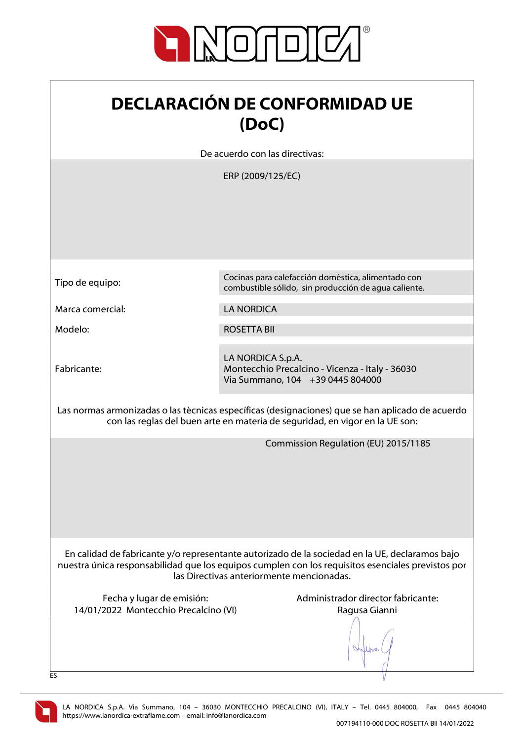# DECLARACIÓN DE CONFORMIDAD UE (DoC)

De acuerdo con las directivas:

ERP (2009/125/EC)

| | |
|---|---|
| Tipo de equipo: | Cocinas para calefacción doméstica, alimentado con combustible sólido, sin producción de agua caliente. |
| Marca comercial: | LA NORDICA |
| Modelo: | ROSETTA BII |
| Fabricante: | LA NORDICA S.p.A.<br>Montecchio Precalcino - Vicenza - Italy - 36030<br>Via Summano, 104 +39 0445 804000 |

Las normas armonizadas o las técnicas específicas (designaciones) que se han aplicado de acuerdo con las reglas del buen arte en materia de seguridad, en vigor en la UE son:

Commission Regulation (EU) 2015/1185

En calidad de fabricante y/o representante autorizado de la sociedad en la UE, declaramos bajo nuestra única responsabilidad que los equipos cumplen con los requisitos esenciales previstos por las Directivas anteriormente mencionadas.

Fecha y lugar de emisión:
14/01/2022 Montecchio Precalcino (VI)

Administrador director fabricante:
Ragusa Gianni

ES

LA NORDICA S.p.A. Via Summano, 104 – 36030 MONTECCHIO PRECALCINO (VI), ITALY – Tel. 0445 804000, Fax 0445 804040
https://www.lanordica-extraflame.com – email: info@lanordica.com

007194110-000 DOC ROSETTA BII 14/01/2022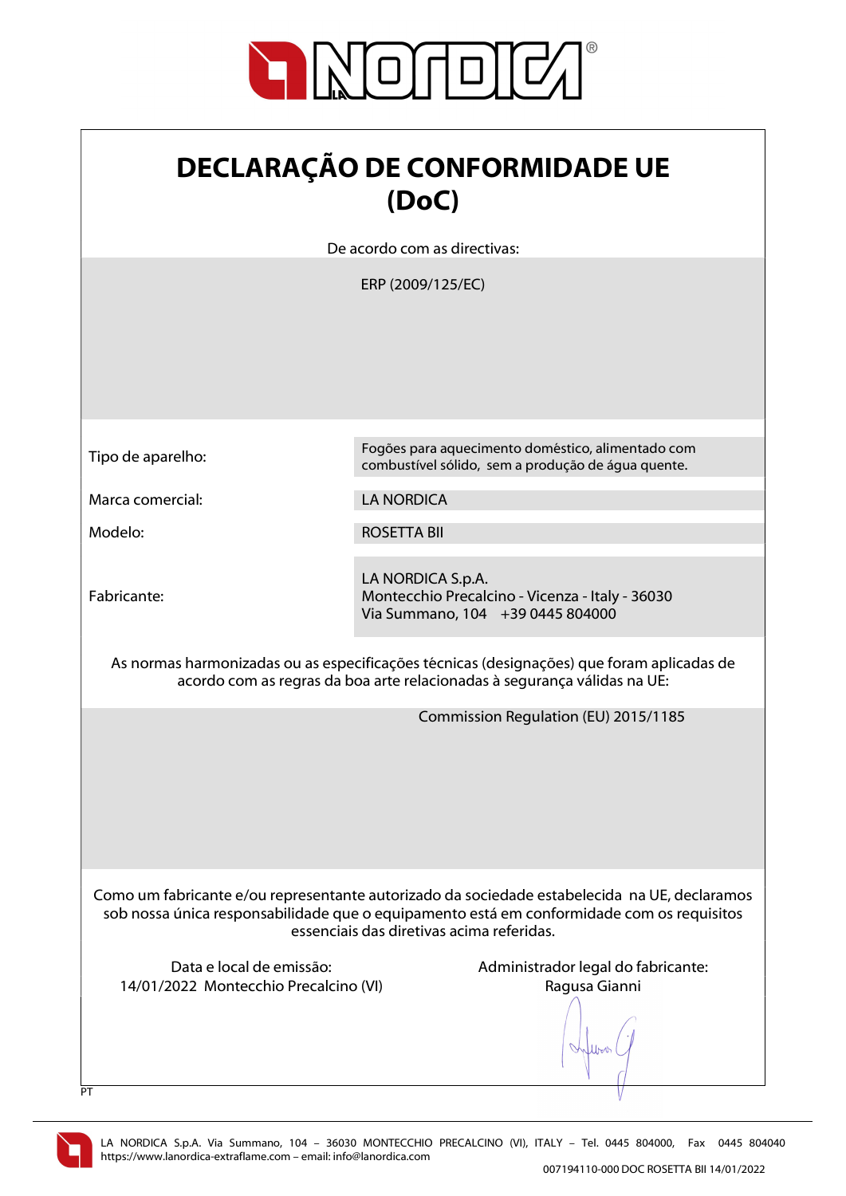# DECLARAÇÃO DE CONFORMIDADE UE (DoC)

De acordo com as directivas:

ERP (2009/125/EC)

| | |
|---|---|
| Tipo de aparelho: | Fogões para aquecimento doméstico, alimentado com combustível sólido, sem a produção de água quente. |
| Marca comercial: | LA NORDICA |
| Modelo: | ROSETTA BII |
| Fabricante: | LA NORDICA S.p.A.<br>Montecchio Precalcino - Vicenza - Italy - 36030<br>Via Summano, 104 +39 0445 804000 |

As normas harmonizadas ou as especificações técnicas (designações) que foram aplicadas de acordo com as regras da boa arte relacionadas à segurança válidas na UE:

Commission Regulation (EU) 2015/1185

Como um fabricante e/ou representante autorizado da sociedade estabelecida na UE, declaramos sob nossa única responsabilidade que o equipamento está em conformidade com os requisitos essenciais das diretivas acima referidas.

Data e local de emissão:
14/01/2022 Montecchio Precalcino (VI)

Administrador legal do fabricante:
Ragusa Gianni

PT

LA NORDICA S.p.A. Via Summano, 104 – 36030 MONTECCHIO PRECALCINO (VI), ITALY – Tel. 0445 804000, Fax 0445 804040
https://www.lanordica-extraflame.com – email: info@lanordica.com

007194110-000 DOC ROSETTA BII 14/01/2022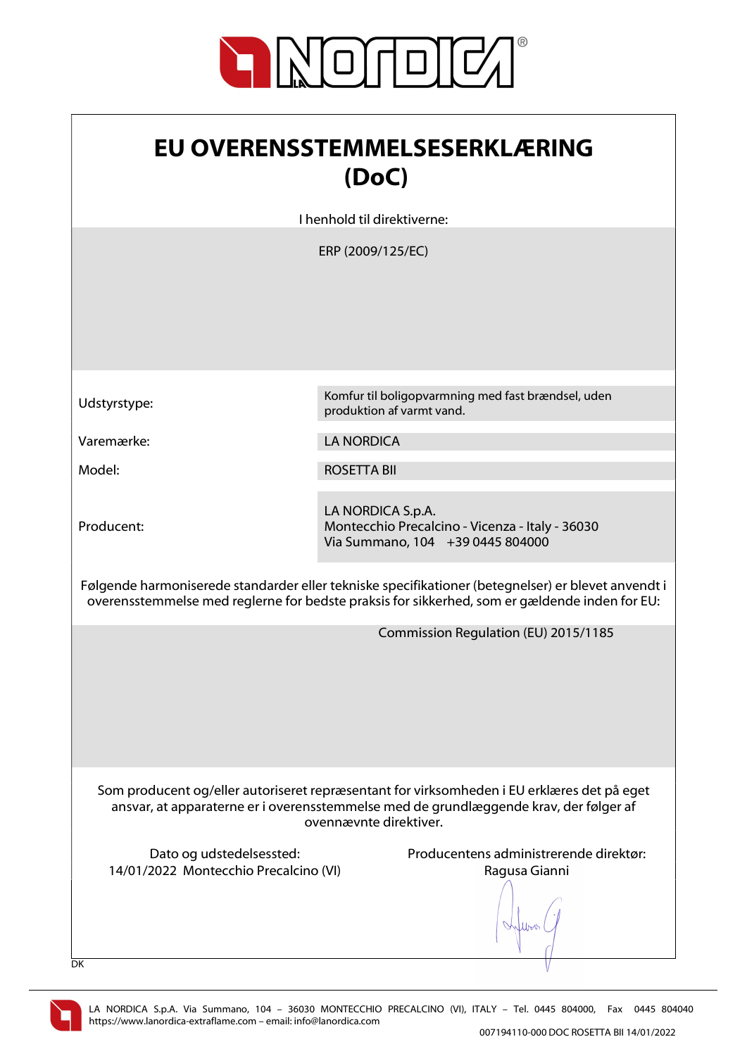# EU OVERENSSTEMMELSESERKLÆRING (DoC)

I henhold til direktiverne:

ERP (2009/125/EC)

| | |
|---|---|
| Udstyrstype: | Komfur til boligopvarmning med fast brændsel, uden produktion af varmt vand. |
| Varemærke: | LA NORDICA |
| Model: | ROSETTA BII |
| Producent: | LA NORDICA S.p.A.<br>Montecchio Precalcino - Vicenza - Italy - 36030<br>Via Summano, 104 +39 0445 804000 |

Følgende harmoniserede standarder eller tekniske specifikationer (betegnelser) er blevet anvendt i overensstemmelse med reglerne for bedste praksis for sikkerhed, som er gældende inden for EU:

Commission Regulation (EU) 2015/1185

Som producent og/eller autoriseret repræsentant for virksomheden i EU erklæres det på eget ansvar, at apparaterne er i overensstemmelse med de grundlæggende krav, der følger af ovennævnte direktiver.

Dato og udstedelsessted:
14/01/2022 Montecchio Precalcino (VI)

Producentens administrerende direktør:
Ragusa Gianni

DK

LA NORDICA S.p.A. Via Summano, 104 – 36030 MONTECCHIO PRECALCINO (VI), ITALY – Tel. 0445 804000, Fax 0445 804040
https://www.lanordica-extraflame.com – email: info@lanordica.com

007194110-000 DOC ROSETTA BII 14/01/2022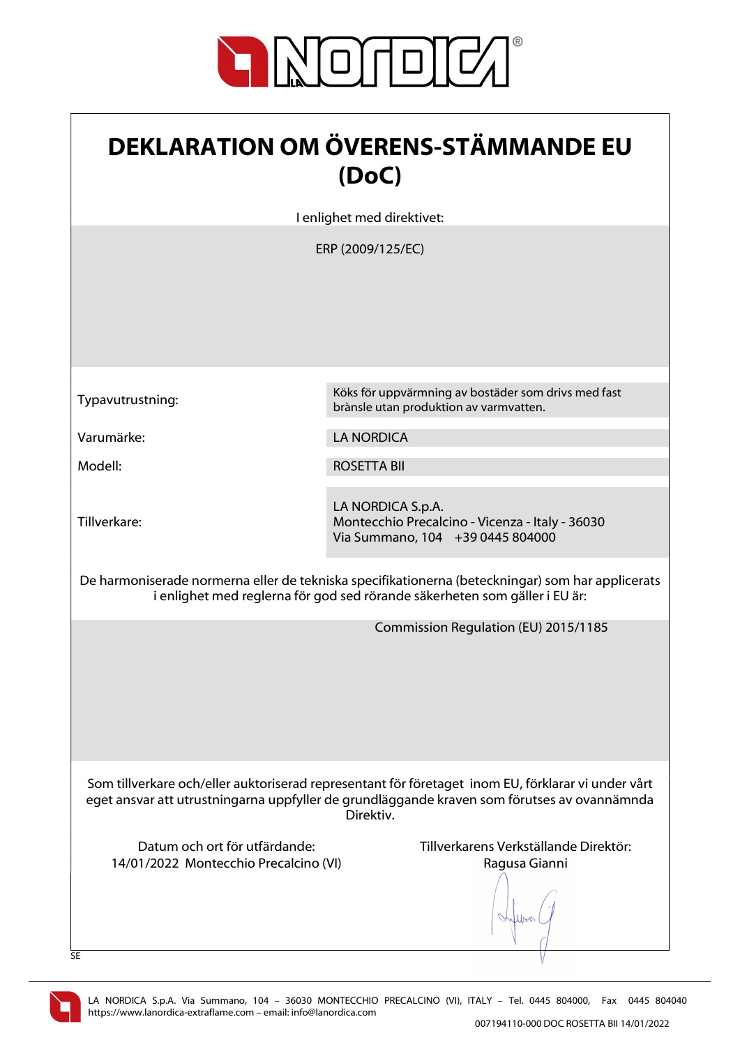# DEKLARATION OM ÖVERENS-STÄMMANDE EU (DoC)

I enlighet med direktivet:

ERP (2009/125/EC)

| | |
|---|---|
| Typavutrustning: | Köks för uppvärmning av bostäder som drivs med fast brànsle utan produktion av varmvatten. |
| Varumärke: | LA NORDICA |
| Modell: | ROSETTA BII |
| Tillverkare: | LA NORDICA S.p.A.<br>Montecchio Precalcino - Vicenza - Italy - 36030<br>Via Summano, 104 +39 0445 804000 |

De harmoniserade normerna eller de tekniska specifikationerna (beteckningar) som har applicerats i enlighet med reglerna för god sed rörande säkerheten som gäller i EU är:

Commission Regulation (EU) 2015/1185

Som tillverkare och/eller auktoriserad representant för företaget inom EU, förklarar vi under vårt eget ansvar att utrustningarna uppfyller de grundläggande kraven som förutses av ovannämnda Direktiv.

Datum och ort för utfärdande:
14/01/2022 Montecchio Precalcino (VI)

Tillverkarens Verkställande Direktör:
Ragusa Gianni

SE

LA NORDICA S.p.A. Via Summano, 104 – 36030 MONTECCHIO PRECALCINO (VI), ITALY – Tel. 0445 804000, Fax 0445 804040
https://www.lanordica-extraflame.com – email: info@lanordica.com

007194110-000 DOC ROSETTA BII 14/01/2022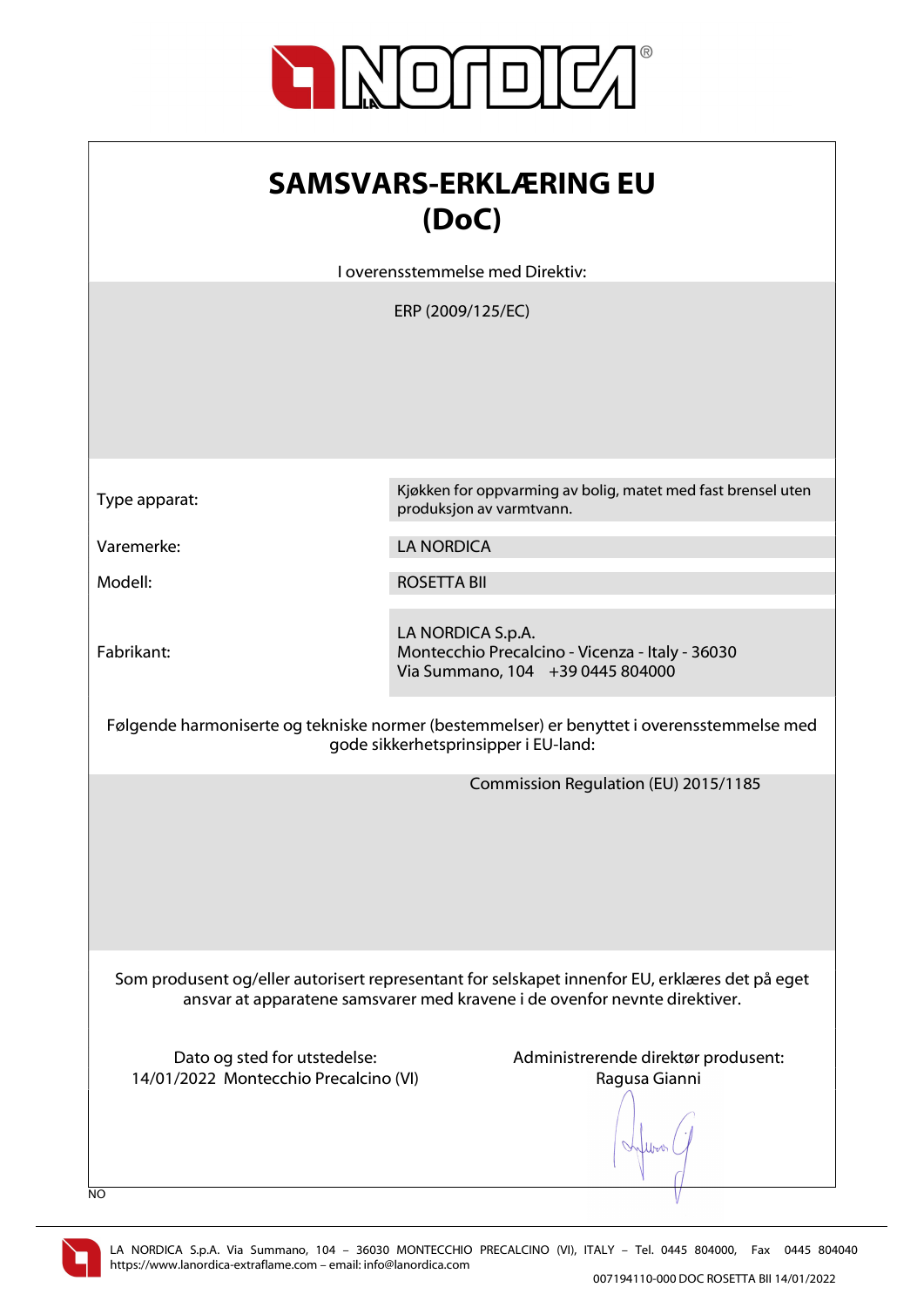# SAMSVARS-ERKLÆRING EU (DoC)

I overensstemmelse med Direktiv:

ERP (2009/125/EC)

| | |
|---|---|
| Type apparat: | Kjøkken for oppvarming av bolig, matet med fast brensel uten produksjon av varmtvann. |
| Varemerke: | LA NORDICA |
| Modell: | ROSETTA BII |
| Fabrikant: | LA NORDICA S.p.A.<br>Montecchio Precalcino - Vicenza - Italy - 36030<br>Via Summano, 104 +39 0445 804000 |

Følgende harmoniserte og tekniske normer (bestemmelser) er benyttet i overensstemmelse med gode sikkerhetsprinsipper i EU-land:

Commission Regulation (EU) 2015/1185

Som produsent og/eller autorisert representant for selskapet innenfor EU, erklæres det på eget ansvar at apparatene samsvarer med kravene i de ovenfor nevnte direktiver.

Dato og sted for utstedelse:
14/01/2022 Montecchio Precalcino (VI)

Administrerende direktør produsent:
Ragusa Gianni

NO

LA NORDICA S.p.A. Via Summano, 104 – 36030 MONTECCHIO PRECALCINO (VI), ITALY – Tel. 0445 804000, Fax 0445 804040
https://www.lanordica-extraflame.com – email: info@lanordica.com

007194110-000 DOC ROSETTA BII 14/01/2022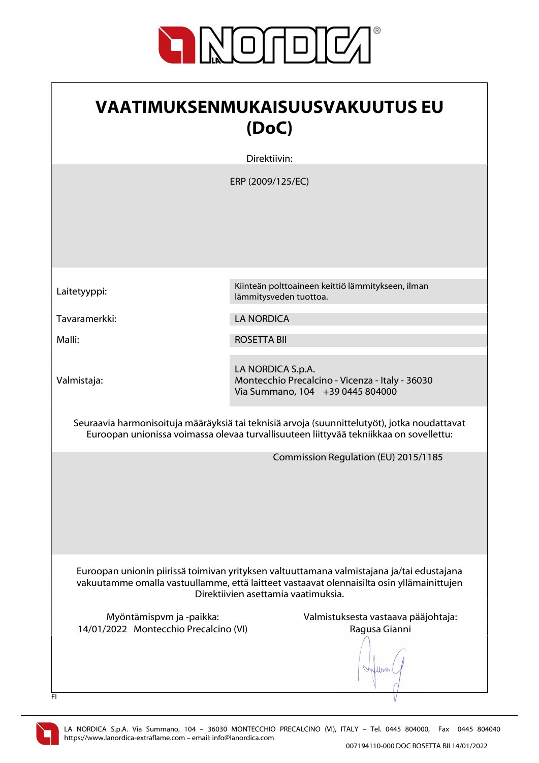# VAATIMUKSENMUKAISUUSVAKUUTUS EU (DoC)

Direktiivin:

ERP (2009/125/EC)

| | |
|---|---|
| Laitetyyppi: | Kiinteän polttoaineen keittiö lämmitykseen, ilman lämmitysveden tuottoa. |
| Tavaramerkki: | LA NORDICA |
| Malli: | ROSETTA BII |
| Valmistaja: | LA NORDICA S.p.A.<br>Montecchio Precalcino - Vicenza - Italy - 36030<br>Via Summano, 104 +39 0445 804000 |

Seuraavia harmonisoituja määräyksiä tai teknisiä arvoja (suunnittelutyöt), jotka noudattavat Euroopan unionissa voimassa olevaa turvallisuuteen liittyvää tekniikkaa on sovellettu:

Commission Regulation (EU) 2015/1185

Euroopan unionin piirissä toimivan yrityksen valtuuttamana valmistajana ja/tai edustajana vakuutamme omalla vastuullamme, että laitteet vastaavat olennaisilta osin yllämainittujen Direktiivien asettamia vaatimuksia.

Myöntämispvm ja -paikka:
14/01/2022 Montecchio Precalcino (VI)

Valmistuksesta vastaava pääjohtaja:
Ragusa Gianni

FI

LA NORDICA S.p.A. Via Summano, 104 – 36030 MONTECCHIO PRECALCINO (VI), ITALY – Tel. 0445 804000, Fax 0445 804040
https://www.lanordica-extraflame.com – email: info@lanordica.com

007194110-000 DOC ROSETTA BII 14/01/2022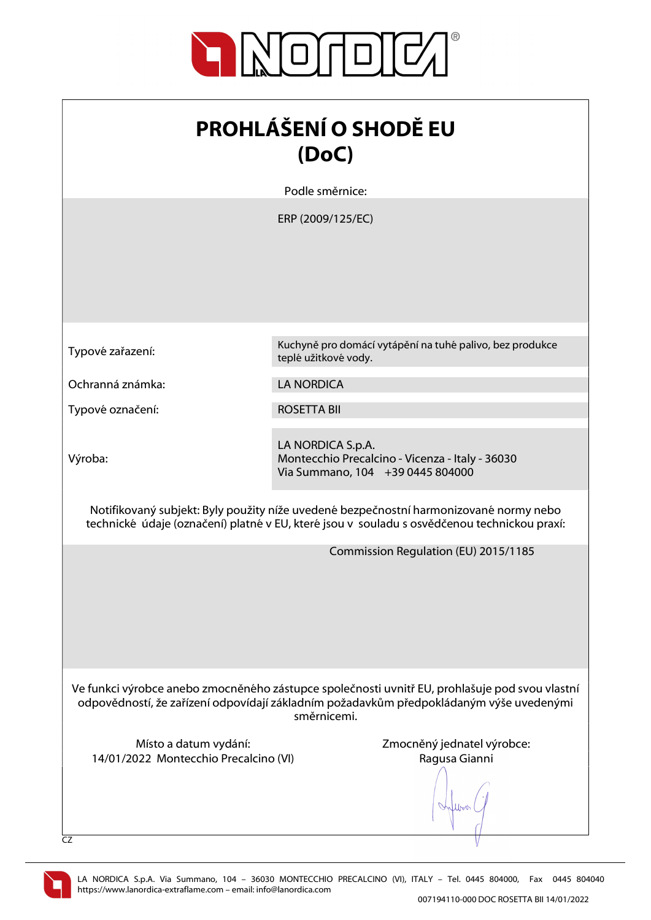# PROHLÁŠENÍ O SHODĚ EU (DoC)

Podle směrnice:

ERP (2009/125/EC)

| | |
|---|---|
| Typové zařazení: | Kuchyně pro domácí vytápění na tuhé palivo, bez produkce teplé užitkové vody. |
| Ochranná známka: | LA NORDICA |
| Typové označení: | ROSETTA BII |
| Výroba: | LA NORDICA S.p.A.<br>Montecchio Precalcino - Vicenza - Italy - 36030<br>Via Summano, 104 +39 0445 804000 |

Notifikovaný subjekt: Byly použity níže uvedené bezpečnostní harmonizované normy nebo technické údaje (označení) platné v EU, které jsou v souladu s osvědčenou technickou praxí:

Commission Regulation (EU) 2015/1185

Ve funkci výrobce anebo zmocněného zástupce společnosti uvnitř EU, prohlašuje pod svou vlastní odpovědností, že zařízení odpovídají základním požadavkům předpokládaným výše uvedenými směrnicemi.

Místo a datum vydání:
14/01/2022 Montecchio Precalcino (VI)

Zmocněný jednatel výrobce:
Ragusa Gianni

CZ

LA NORDICA S.p.A. Via Summano, 104 – 36030 MONTECCHIO PRECALCINO (VI), ITALY – Tel. 0445 804000, Fax 0445 804040
https://www.lanordica-extraflame.com – email: info@lanordica.com

007194110-000 DOC ROSETTA BII 14/01/2022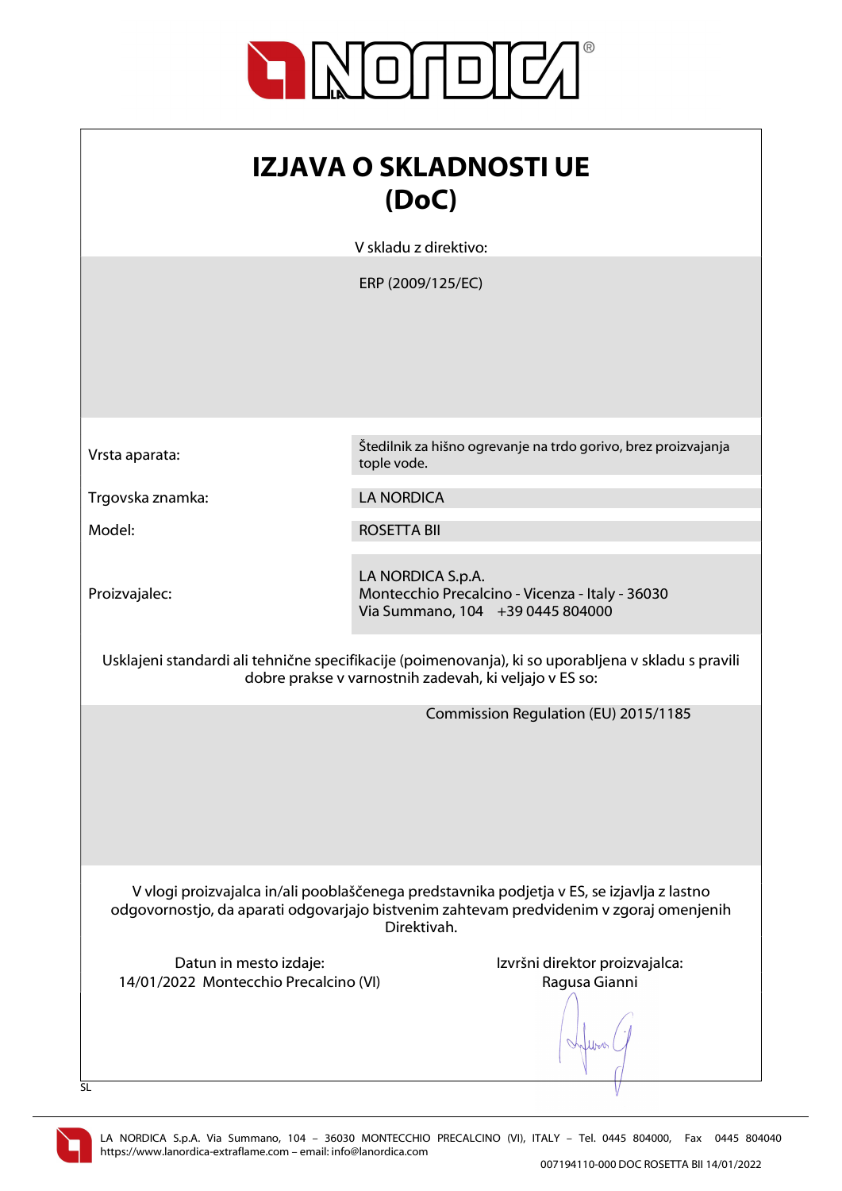# IZJAVA O SKLADNOSTI UE (DoC)

V skladu z direktivo:

ERP (2009/125/EC)

| | |
|---|---|
| Vrsta aparata: | Štedilnik za hišno ogrevanje na trdo gorivo, brez proizvajanja tople vode. |
| Trgovska znamka: | LA NORDICA |
| Model: | ROSETTA BII |
| Proizvajalec: | LA NORDICA S.p.A.<br>Montecchio Precalcino - Vicenza - Italy - 36030<br>Via Summano, 104 +39 0445 804000 |

Usklajeni standardi ali tehnične specifikacije (poimenovanja), ki so uporabljena v skladu s pravili dobre prakse v varnostnih zadevah, ki veljajo v ES so:

Commission Regulation (EU) 2015/1185

V vlogi proizvajalca in/ali pooblaščenega predstavnika podjetja v ES, se izjavlja z lastno odgovornostjo, da aparati odgovarjajo bistvenim zahtevam predvidenim v zgoraj omenjenih Direktivah.

Datun in mesto izdaje:
14/01/2022 Montecchio Precalcino (VI)

Izvršni direktor proizvajalca:
Ragusa Gianni

SL

LA NORDICA S.p.A. Via Summano, 104 – 36030 MONTECCHIO PRECALCINO (VI), ITALY – Tel. 0445 804000, Fax 0445 804040
https://www.lanordica-extraflame.com – email: info@lanordica.com

007194110-000 DOC ROSETTA BII 14/01/2022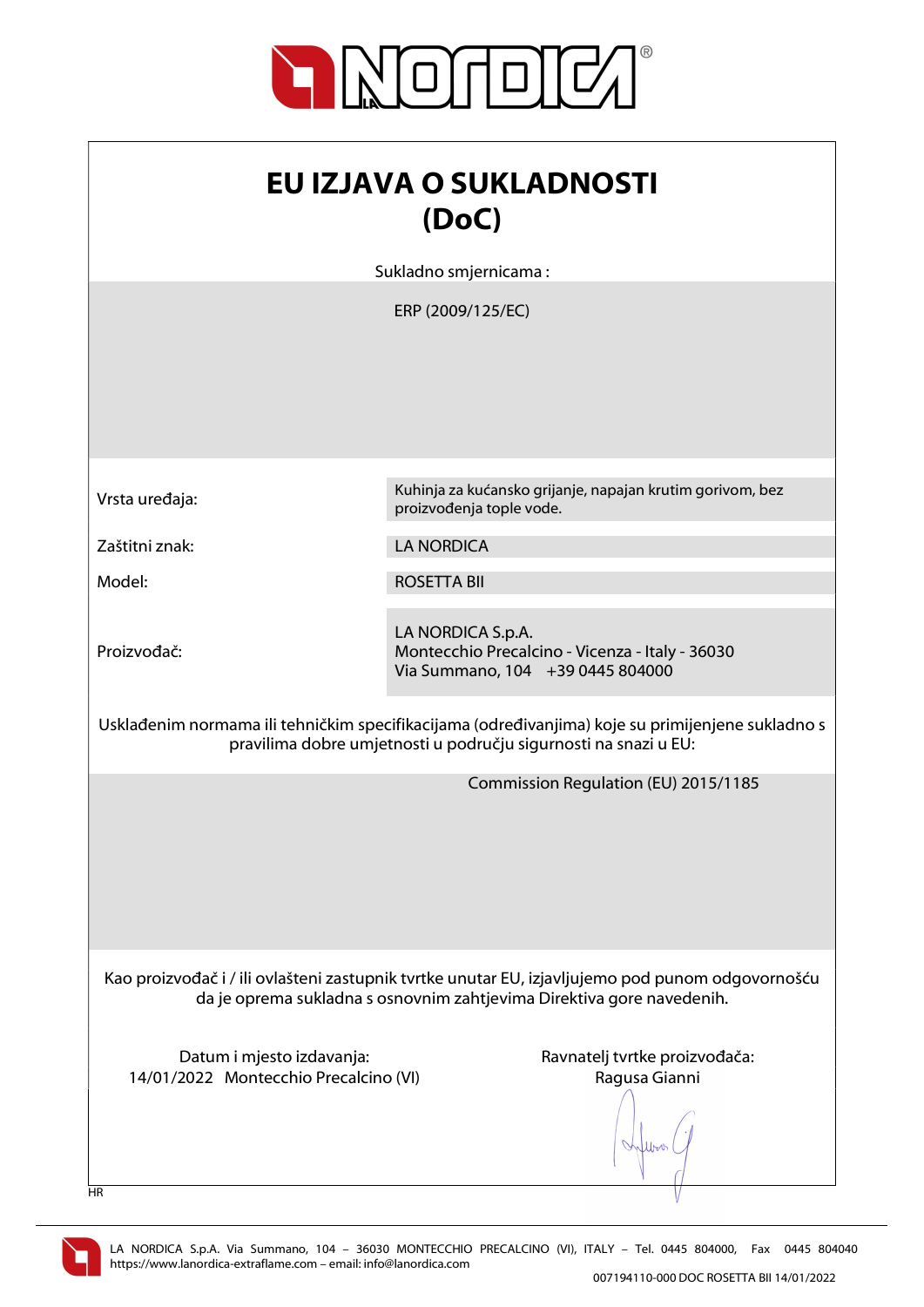# EU IZJAVA O SUKLADNOSTI (DoC)

Sukladno smjernicama :

ERP (2009/125/EC)

| | |
|---|---|
| Vrsta uređaja: | Kuhinja za kućansko grijanje, napajan krutim gorivom, bez proizvođenja tople vode. |
| Zaštitni znak: | LA NORDICA |
| Model: | ROSETTA BII |
| Proizvođač: | LA NORDICA S.p.A.<br>Montecchio Precalcino - Vicenza - Italy - 36030<br>Via Summano, 104 +39 0445 804000 |

Usklađenim normama ili tehničkim specifikacijama (određivanjima) koje su primijenjene sukladno s pravilima dobre umjetnosti u području sigurnosti na snazi u EU:

Commission Regulation (EU) 2015/1185

Kao proizvođač i / ili ovlašteni zastupnik tvrtke unutar EU, izjavljujemo pod punom odgovornošću da je oprema sukladna s osnovnim zahtjevima Direktiva gore navedenih.

Datum i mjesto izdavanja:
14/01/2022 Montecchio Precalcino (VI)

Ravnatelj tvrtke proizvođača:
Ragusa Gianni

HR

LA NORDICA S.p.A. Via Summano, 104 – 36030 MONTECCHIO PRECALCINO (VI), ITALY – Tel. 0445 804000, Fax 0445 804040
https://www.lanordica-extraflame.com – email: info@lanordica.com

007194110-000 DOC ROSETTA BII 14/01/2022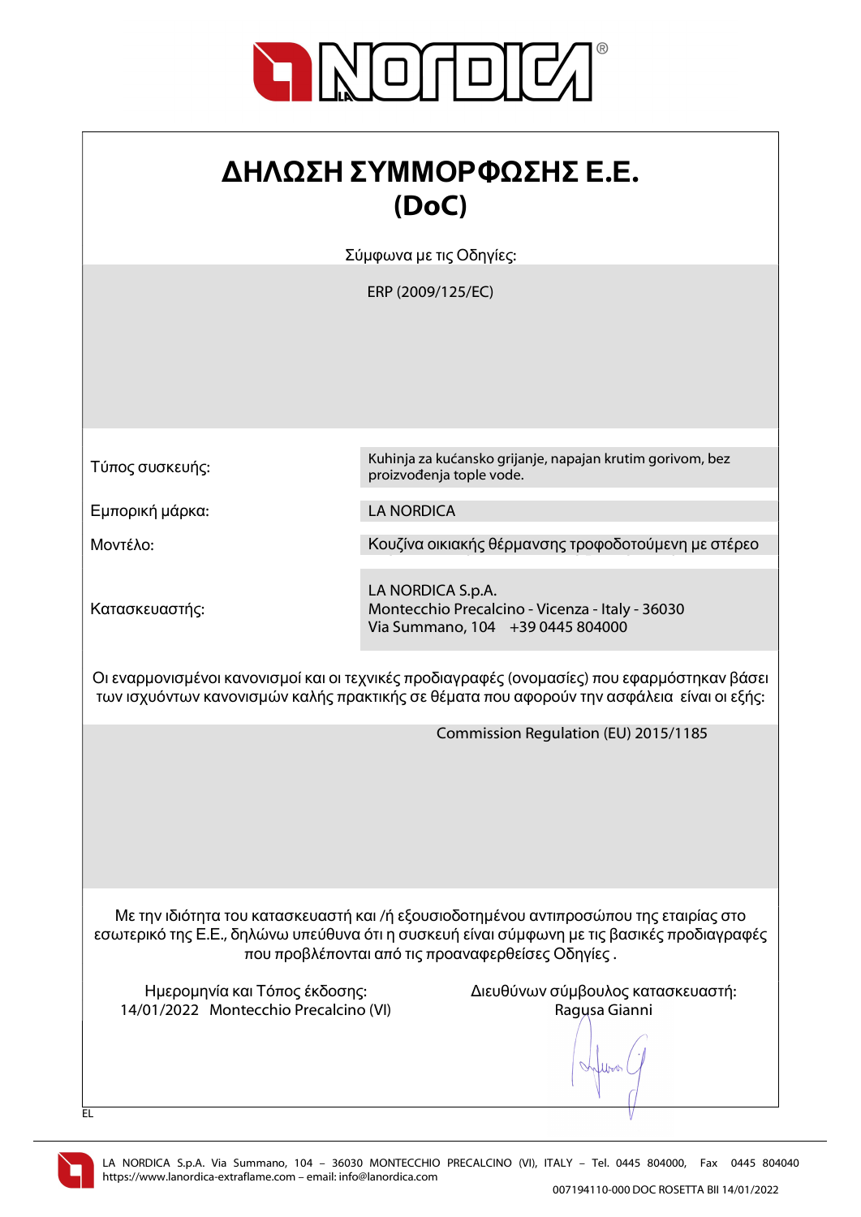# ΔΗΛΩΣΗ ΣΥΜΜΟΡΦΩΣΗΣ Ε.Ε. (DoC)

Σύμφωνα με τις Οδηγίες:

ERP (2009/125/EC)

| | |
|---|---|
| Τύπος συσκευής: | Kuhinja za kućansko grijanje, napajan krutim gorivom, bez proizvođenja tople vode. |
| Εμπορική μάρκα: | LA NORDICA |
| Μοντέλο: | Κουζίνα οικιακής θέρμανσης τροφοδοτούμενη με στέρεο |
| Κατασκευαστής: | LA NORDICA S.p.A.<br>Montecchio Precalcino - Vicenza - Italy - 36030<br>Via Summano, 104 +39 0445 804000 |

Οι εναρμονισμένοι κανονισμοί και οι τεχνικές προδιαγραφές (ονομασίες) που εφαρμόστηκαν βάσει των ισχυόντων κανονισμών καλής πρακτικής σε θέματα που αφορούν την ασφάλεια είναι οι εξής:

Commission Regulation (EU) 2015/1185

Με την ιδιότητα του κατασκευαστή και /ή εξουσιοδοτημένου αντιπροσώπου της εταιρίας στο εσωτερικό της Ε.Ε., δηλώνω υπεύθυνα ότι η συσκευή είναι σύμφωνη με τις βασικές προδιαγραφές που προβλέπονται από τις προαναφερθείσες Οδηγίες .

Ημερομηνία και Τόπος έκδοσης:
14/01/2022 Montecchio Precalcino (VI)

Διευθύνων σύμβουλος κατασκευαστή:
Ragusa Gianni

EL

LA NORDICA S.p.A. Via Summano, 104 – 36030 MONTECCHIO PRECALCINO (VI), ITALY – Tel. 0445 804000, Fax 0445 804040
https://www.lanordica-extraflame.com – email: info@lanordica.com

007194110-000 DOC ROSETTA BII 14/01/2022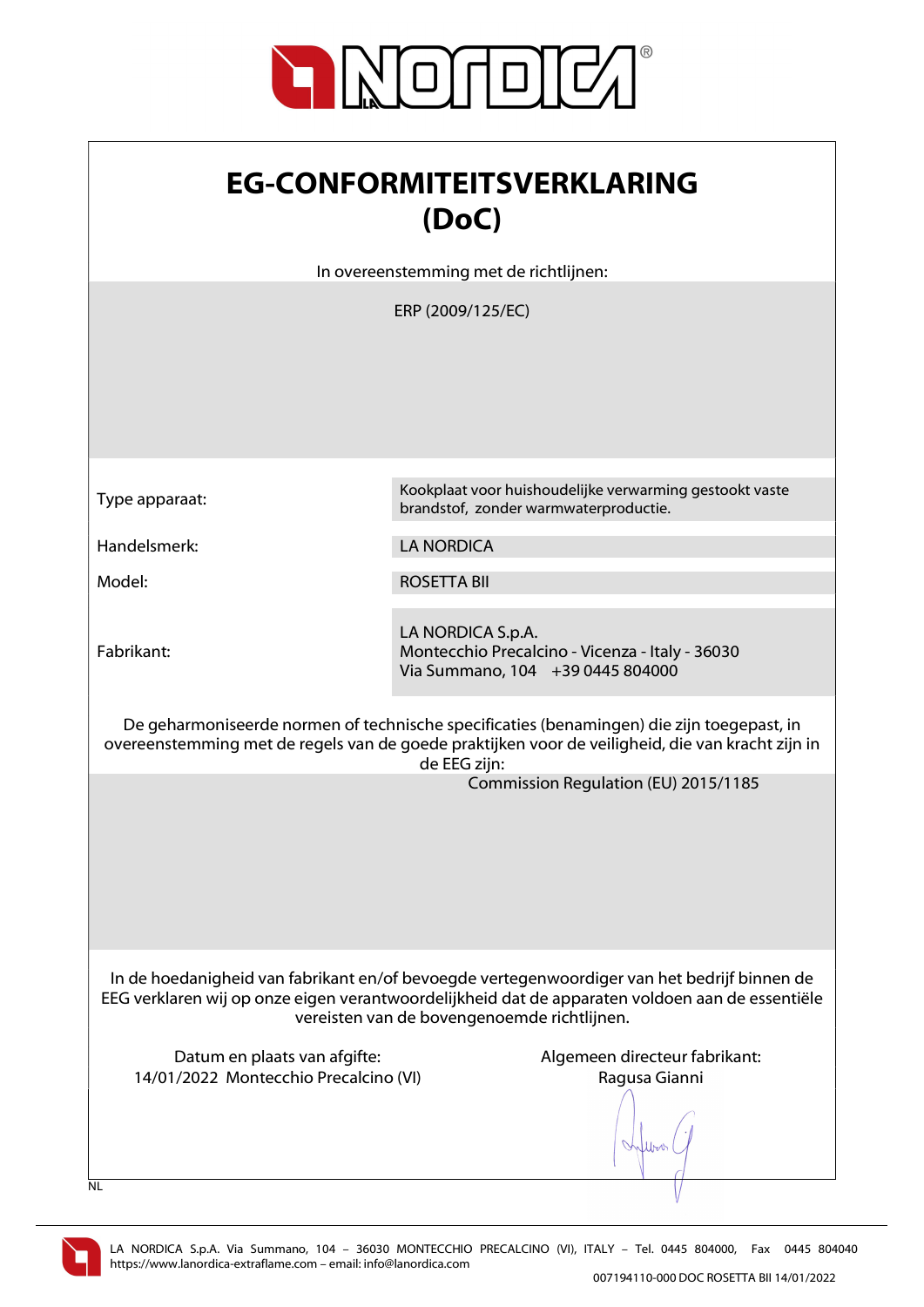# EG-CONFORMITEITSVERKLARING (DoC)

In overeenstemming met de richtlijnen:

ERP (2009/125/EC)

| | |
|---|---|
| Type apparaat: | Kookplaat voor huishoudelijke verwarming gestookt vaste brandstof, zonder warmwaterproductie. |
| Handelsmerk: | LA NORDICA |
| Model: | ROSETTA BII |
| Fabrikant: | LA NORDICA S.p.A.<br>Montecchio Precalcino - Vicenza - Italy - 36030<br>Via Summano, 104 +39 0445 804000 |

De geharmoniseerde normen of technische specificaties (benamingen) die zijn toegepast, in overeenstemming met de regels van de goede praktijken voor de veiligheid, die van kracht zijn in de EEG zijn:

Commission Regulation (EU) 2015/1185

In de hoedanigheid van fabrikant en/of bevoegde vertegenwoordiger van het bedrijf binnen de EEG verklaren wij op onze eigen verantwoordelijkheid dat de apparaten voldoen aan de essentiële vereisten van de bovengenoemde richtlijnen.

| Datum en plaats van afgifte: | Algemeen directeur fabrikant: |
|---|---|
| 14/01/2022 Montecchio Precalcino (VI) | Ragusa Gianni |

NL

LA NORDICA S.p.A. Via Summano, 104 – 36030 MONTECCHIO PRECALCINO (VI), ITALY – Tel. 0445 804000, Fax 0445 804040
https://www.lanordica-extraflame.com – email: info@lanordica.com

007194110-000 DOC ROSETTA BII 14/01/2022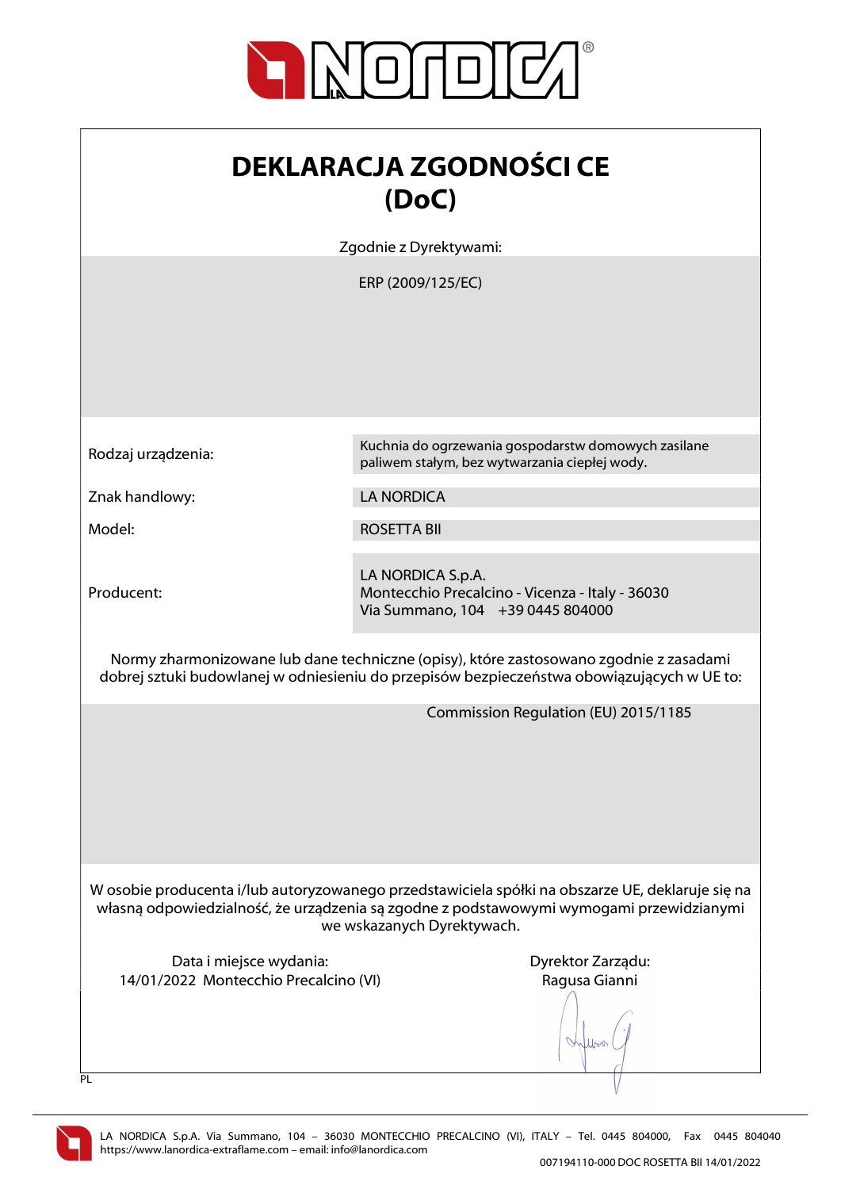# DEKLARACJA ZGODNOŚCI CE (DoC)

Zgodnie z Dyrektywami:

ERP (2009/125/EC)

| | |
|---|---|
| Rodzaj urządzenia: | Kuchnia do ogrzewania gospodarstw domowych zasilane paliwem stałym, bez wytwarzania ciepłej wody. |
| Znak handlowy: | LA NORDICA |
| Model: | ROSETTA BII |
| Producent: | LA NORDICA S.p.A.<br>Montecchio Precalcino - Vicenza - Italy - 36030<br>Via Summano, 104 +39 0445 804000 |

Normy zharmonizowane lub dane techniczne (opisy), które zastosowano zgodnie z zasadami dobrej sztuki budowlanej w odniesieniu do przepisów bezpieczeństwa obowiązujących w UE to:

Commission Regulation (EU) 2015/1185

W osobie producenta i/lub autoryzowanego przedstawiciela spółki na obszarze UE, deklaruje się na własną odpowiedzialność, że urządzenia są zgodne z podstawowymi wymogami przewidzianymi we wskazanych Dyrektywach.

Data i miejsce wydania:
14/01/2022 Montecchio Precalcino (VI)

Dyrektor Zarządu:
Ragusa Gianni

PL

LA NORDICA S.p.A. Via Summano, 104 – 36030 MONTECCHIO PRECALCINO (VI), ITALY – Tel. 0445 804000, Fax 0445 804040
https://www.lanordica-extraflame.com – email: info@lanordica.com

007194110-000 DOC ROSETTA BII 14/01/2022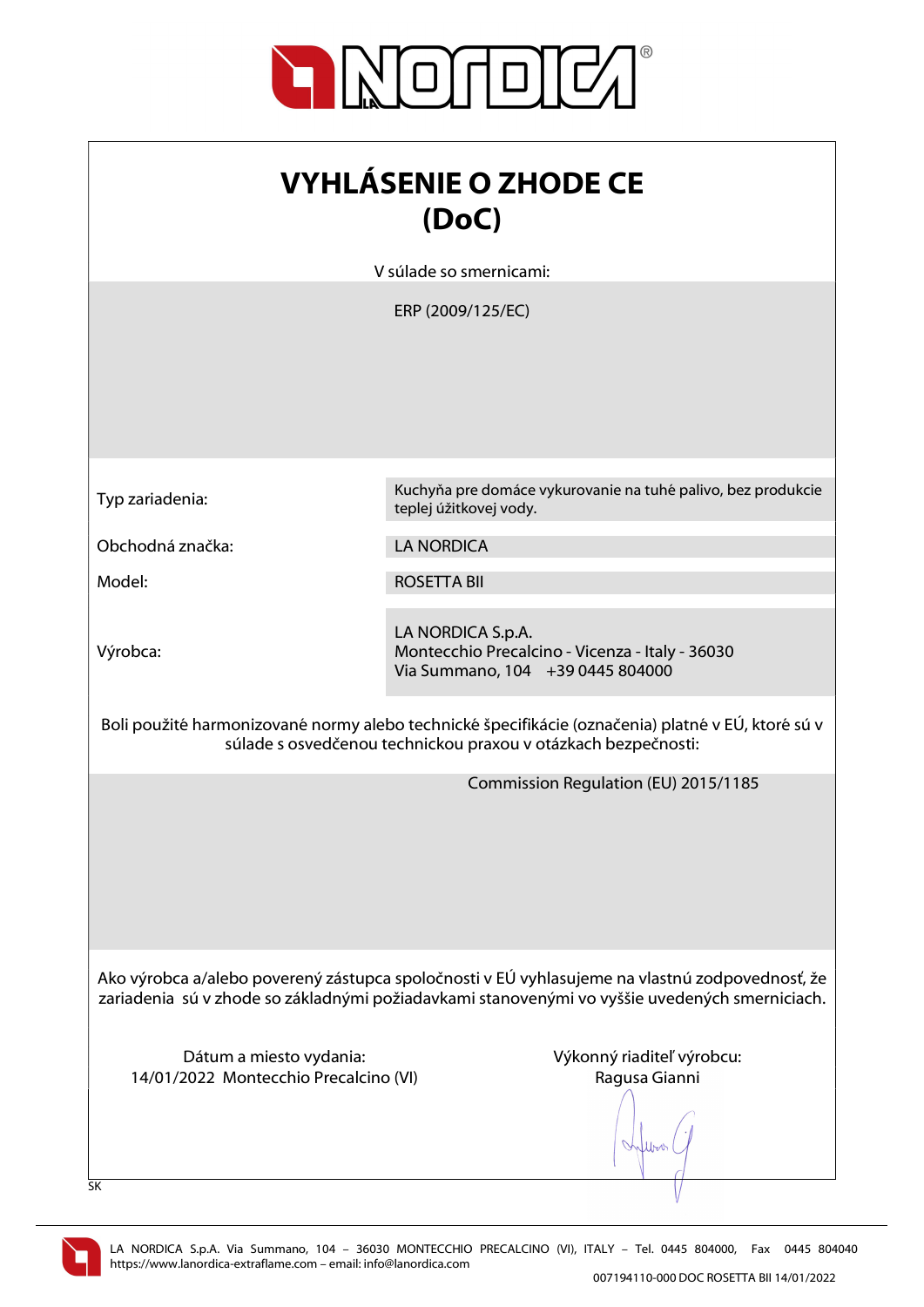# VYHLÁSENIE O ZHODE CE
# (DoC)

V súlade so smernicami:

ERP (2009/125/EC)

| | |
|---|---|
| Typ zariadenia: | Kuchyňa pre domáce vykurovanie na tuhé palivo, bez produkcie teplej úžitkovej vody. |
| Obchodná značka: | LA NORDICA |
| Model: | ROSETTA BII |
| Výrobca: | LA NORDICA S.p.A.<br>Montecchio Precalcino - Vicenza - Italy - 36030<br>Via Summano, 104 +39 0445 804000 |

Boli použité harmonizované normy alebo technické špecifikácie (označenia) platné v EÚ, ktoré sú v súlade s osvedčenou technickou praxou v otázkach bezpečnosti:

Commission Regulation (EU) 2015/1185

Ako výrobca a/alebo poverený zástupca spoločnosti v EÚ vyhlasujeme na vlastnú zodpovednosť, že zariadenia sú v zhode so základnými požiadavkami stanovenými vo vyššie uvedených smerniciach.

Dátum a miesto vydania:
14/01/2022 Montecchio Precalcino (VI)

Výkonný riaditeľ výrobcu:
Ragusa Gianni

SK

LA NORDICA S.p.A. Via Summano, 104 – 36030 MONTECCHIO PRECALCINO (VI), ITALY – Tel. 0445 804000, Fax 0445 804040
https://www.lanordica-extraflame.com – email: info@lanordica.com

007194110-000 DOC ROSETTA BII 14/01/2022